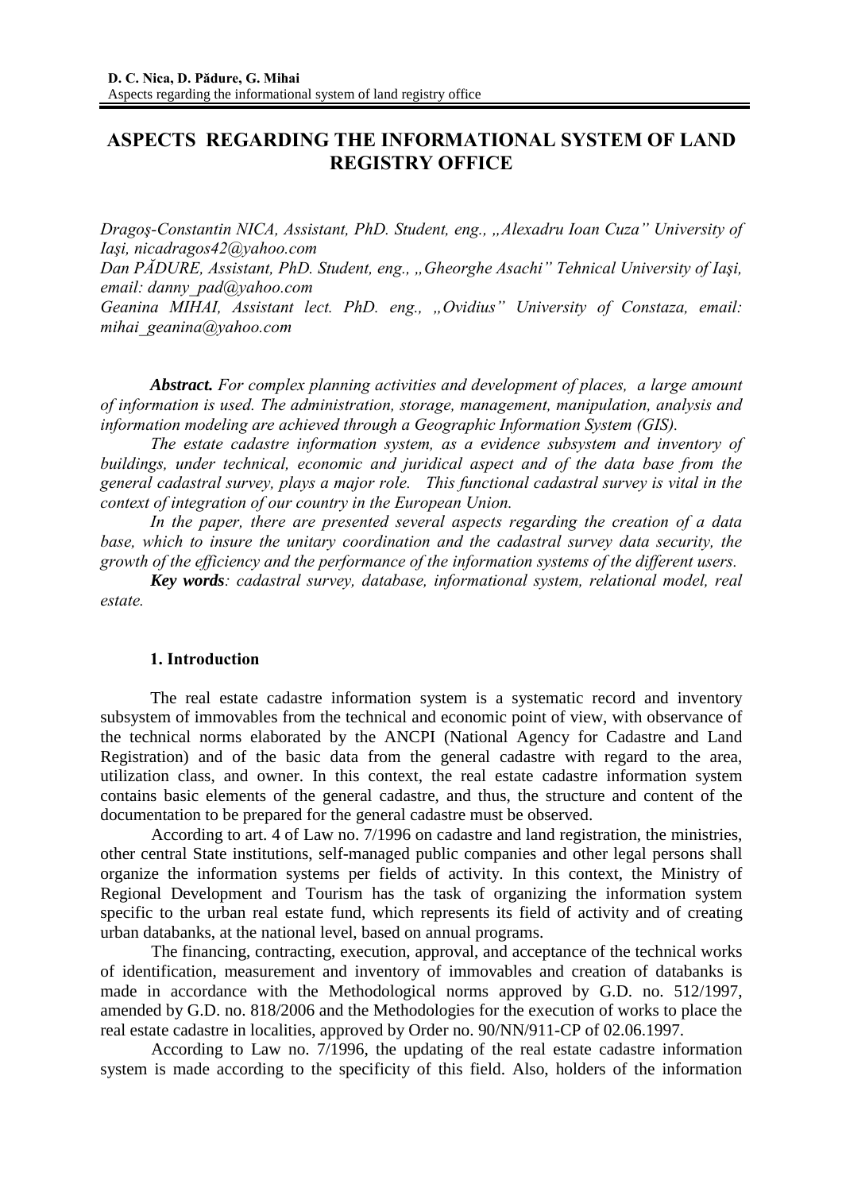# ASPECTS REGARDING THE INFORMATIONAL SYSTEM OF LAND REGISTRY OFFICE

*Dragoş-Constantin NICA, Assistant, PhD. Student, eng., „Alexadru Ioan Cuza" University of Iaşi, nicadragos42@yahoo.com*

*Dan PĂDURE, Assistant, PhD. Student, eng., „Gheorghe Asachi" Tehnical University of Iaşi, email: danny_pad@yahoo.com*

*Geanina MIHAI, Assistant lect. PhD. eng., „Ovidius" University of Constaza, email: mihai_geanina@yahoo.com*

***Abstract.*** *For complex planning activities and development of places, a large amount of information is used. The administration, storage, management, manipulation, analysis and information modeling are achieved through a Geographic Information System (GIS).*

*The estate cadastre information system, as a evidence subsystem and inventory of buildings, under technical, economic and juridical aspect and of the data base from the general cadastral survey, plays a major role. This functional cadastral survey is vital in the context of integration of our country in the European Union.*

*In the paper, there are presented several aspects regarding the creation of a data base, which to insure the unitary coordination and the cadastral survey data security, the growth of the efficiency and the performance of the information systems of the different users.*

***Key words****: cadastral survey, database, informational system, relational model, real estate.*

## 1. Introduction

The real estate cadastre information system is a systematic record and inventory subsystem of immovables from the technical and economic point of view, with observance of the technical norms elaborated by the ANCPI (National Agency for Cadastre and Land Registration) and of the basic data from the general cadastre with regard to the area, utilization class, and owner. In this context, the real estate cadastre information system contains basic elements of the general cadastre, and thus, the structure and content of the documentation to be prepared for the general cadastre must be observed.

According to art. 4 of Law no. 7/1996 on cadastre and land registration, the ministries, other central State institutions, self-managed public companies and other legal persons shall organize the information systems per fields of activity. In this context, the Ministry of Regional Development and Tourism has the task of organizing the information system specific to the urban real estate fund, which represents its field of activity and of creating urban databanks, at the national level, based on annual programs.

The financing, contracting, execution, approval, and acceptance of the technical works of identification, measurement and inventory of immovables and creation of databanks is made in accordance with the Methodological norms approved by G.D. no. 512/1997, amended by G.D. no. 818/2006 and the Methodologies for the execution of works to place the real estate cadastre in localities, approved by Order no. 90/NN/911-CP of 02.06.1997.

According to Law no. 7/1996, the updating of the real estate cadastre information system is made according to the specificity of this field. Also, holders of the information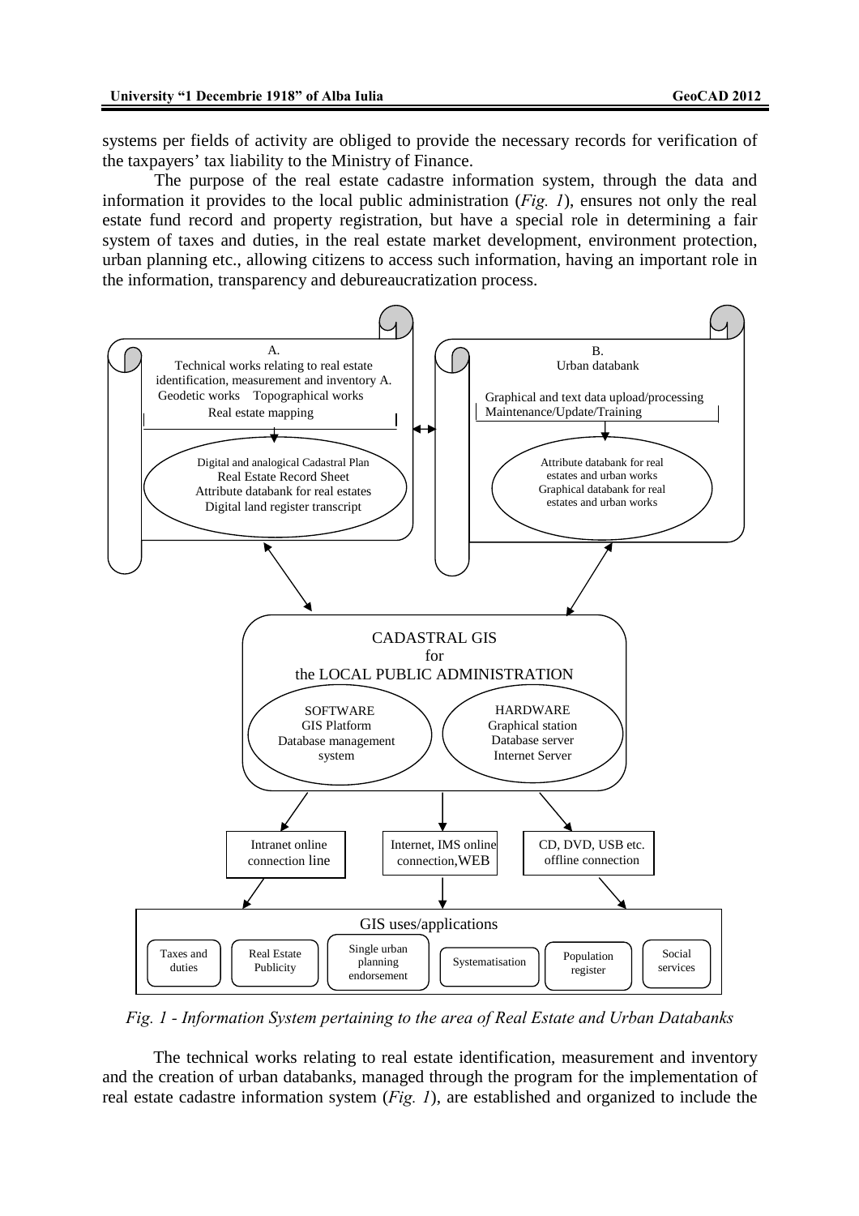systems per fields of activity are obliged to provide the necessary records for verification of the taxpayers' tax liability to the Ministry of Finance.

The purpose of the real estate cadastre information system, through the data and information it provides to the local public administration (*Fig. 1*), ensures not only the real estate fund record and property registration, but have a special role in determining a fair system of taxes and duties, in the real estate market development, environment protection, urban planning etc., allowing citizens to access such information, having an important role in the information, transparency and debureaucratization process.

A.
Technical works relating to real estate identification, measurement and inventory A.
Geodetic works Topographical works
Real estate mapping

Digital and analogical Cadastral Plan
Real Estate Record Sheet
Attribute databank for real estates
Digital land register transcript

B.
Urban databank
Graphical and text data upload/processing
Maintenance/Update/Training

Attribute databank for real estates and urban works
Graphical databank for real estates and urban works

CADASTRAL GIS
for
the LOCAL PUBLIC ADMINISTRATION

SOFTWARE
GIS Platform
Database management system

HARDWARE
Graphical station
Database server
Internet Server

Intranet online connection line

Internet, IMS online connection,WEB

CD, DVD, USB etc. offline connection

GIS uses/applications

Taxes and duties | Real Estate Publicity | Single urban planning endorsement | Systematisation | Population register | Social services

*Fig. 1 - Information System pertaining to the area of Real Estate and Urban Databanks*

The technical works relating to real estate identification, measurement and inventory and the creation of urban databanks, managed through the program for the implementation of real estate cadastre information system (*Fig. 1*), are established and organized to include the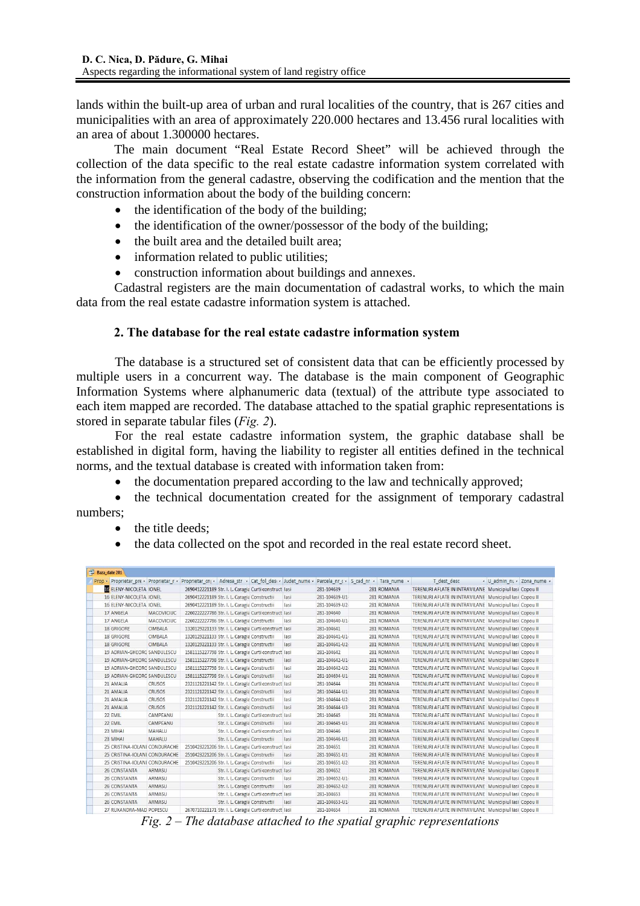lands within the built-up area of urban and rural localities of the country, that is 267 cities and municipalities with an area of approximately 220.000 hectares and 13.456 rural localities with an area of about 1.300000 hectares.

The main document "Real Estate Record Sheet" will be achieved through the collection of the data specific to the real estate cadastre information system correlated with the information from the general cadastre, observing the codification and the mention that the construction information about the body of the building concern:

- the identification of the body of the building;
- the identification of the owner/possessor of the body of the building;
- the built area and the detailed built area;
- information related to public utilities;
- construction information about buildings and annexes.

Cadastral registers are the main documentation of cadastral works, to which the main data from the real estate cadastre information system is attached.

## 2. The database for the real estate cadastre information system

The database is a structured set of consistent data that can be efficiently processed by multiple users in a concurrent way. The database is the main component of Geographic Information Systems where alphanumeric data (textual) of the attribute type associated to each item mapped are recorded. The database attached to the spatial graphic representations is stored in separate tabular files (*Fig. 2*).

For the real estate cadastre information system, the graphic database shall be established in digital form, having the liability to register all entities defined in the technical norms, and the textual database is created with information taken from:

- the documentation prepared according to the law and technically approved;
- the technical documentation created for the assignment of temporary cadastral numbers;
- the title deeds;
- the data collected on the spot and recorded in the real estate record sheet.

Baza_date 281

| Prop | Proprietar_pre | Proprietar_r | Proprietar_cnj | Adresa_str | Cat_fol_desc | Judet_nume | Parcela_nr_c | S_cad_nr | Tara_nume | T_dest_desc | U_admin_nu | Zona_nume |
|---|---|---|---|---|---|---|---|---|---|---|---|---|
| 16 | ELENY-NICOLETA | IONEL | 2690412221189 | Str. I. L. Caragia | Curti construct | Iasi | 281-104639 | 281 | ROMANIA | TERENURI AFLATE IN INTRAVILANE | Municipiul Iasi | Copou II |
| 16 | ELENY-NICOLETA | IONEL | 2690412221189 | Str. I. L. Caragia | Constructii | Iasi | 281-104639-U1 | 281 | ROMANIA | TERENURI AFLATE IN INTRAVILANE | Municipiul Iasi | Copou II |
| 16 | ELENY-NICOLETA | IONEL | 2690412221189 | Str. I. L. Caragia | Constructii | Iasi | 281-104639-U2 | 281 | ROMANIA | TERENURI AFLATE IN INTRAVILANE | Municipiul Iasi | Copou II |
| 17 | ANGELA | MACOVICIUC | 2260222227786 | Str. I. L. Caragia | Curti construct | Iasi | 281-104640 | 281 | ROMANIA | TERENURI AFLATE IN INTRAVILANE | Municipiul Iasi | Copou II |
| 17 | ANGELA | MACOVICIUC | 2260222227786 | Str. I. L. Caragia | Constructii | Iasi | 281-104640-U1 | 281 | ROMANIA | TERENURI AFLATE IN INTRAVILANE | Municipiul Iasi | Copou II |
| 18 | GRIGORE | CIMBALA | 1320129221133 | Str. I. L. Caragia | Curti construct | Iasi | 281-104641 | 281 | ROMANIA | TERENURI AFLATE IN INTRAVILANE | Municipiul Iasi | Copou II |
| 18 | GRIGORE | CIMBALA | 1320129221133 | Str. I. L. Caragia | Constructii | Iasi | 281-104641-U1 | 281 | ROMANIA | TERENURI AFLATE IN INTRAVILANE | Municipiul Iasi | Copou II |
| 18 | GRIGORE | CIMBALA | 1320129221133 | Str. I. L. Caragia | Constructii | Iasi | 281-104641-U2 | 281 | ROMANIA | TERENURI AFLATE IN INTRAVILANE | Municipiul Iasi | Copou II |
| 19 | ADRIAN-GHEORG | SANDULESCU | 1581115227798 | Str. I. L. Caragia | Curti construct | Iasi | 281-104642 | 281 | ROMANIA | TERENURI AFLATE IN INTRAVILANE | Municipiul Iasi | Copou II |
| 19 | ADRIAN-GHEORG | SANDULESCU | 1581115227798 | Str. I. L. Caragia | Constructii | Iasi | 281-104642-U1 | 281 | ROMANIA | TERENURI AFLATE IN INTRAVILANE | Municipiul Iasi | Copou II |
| 19 | ADRIAN-GHEORG | SANDULESCU | 1581115227798 | Str. I. L. Caragia | Constructii | Iasi | 281-104642-U2 | 281 | ROMANIA | TERENURI AFLATE IN INTRAVILANE | Municipiul Iasi | Copou II |
| 19 | ADRIAN-GHEORG | SANDULESCU | 1581115227798 | Str. I. L. Caragia | Constructii | Iasi | 281-104694-U1 | 281 | ROMANIA | TERENURI AFLATE IN INTRAVILANE | Municipiul Iasi | Copou II |
| 21 | AMALIA | CRUSOS | 2321121221142 | Str. I. L. Caragia | Curti construct | Iasi | 281-104644 | 281 | ROMANIA | TERENURI AFLATE IN INTRAVILANE | Municipiul Iasi | Copou II |
| 21 | AMALIA | CRUSOS | 2321121221142 | Str. I. L. Caragia | Constructii | Iasi | 281-104644-U1 | 281 | ROMANIA | TERENURI AFLATE IN INTRAVILANE | Municipiul Iasi | Copou II |
| 21 | AMALIA | CRUSOS | 2321121221142 | Str. I. L. Caragia | Constructii | Iasi | 281-104644-U2 | 281 | ROMANIA | TERENURI AFLATE IN INTRAVILANE | Municipiul Iasi | Copou II |
| 21 | AMALIA | CRUSOS | 2321121221142 | Str. I. L. Caragia | Constructii | Iasi | 281-104644-U3 | 281 | ROMANIA | TERENURI AFLATE IN INTRAVILANE | Municipiul Iasi | Copou II |
| 22 | EMIL | CAMPEANU | | Str. I. L. Caragia | Curti construct | Iasi | 281-104645 | 281 | ROMANIA | TERENURI AFLATE IN INTRAVILANE | Municipiul Iasi | Copou II |
| 22 | EMIL | CAMPEANU | | Str. I. L. Caragia | Constructii | Iasi | 281-104645-U1 | 281 | ROMANIA | TERENURI AFLATE IN INTRAVILANE | Municipiul Iasi | Copou II |
| 23 | MIHAI | MAHALU | | Str. I. L. Caragia | Curti construct | Iasi | 281-104646 | 281 | ROMANIA | TERENURI AFLATE IN INTRAVILANE | Municipiul Iasi | Copou II |
| 23 | MIHAI | MAHALU | | Str. I. L. Caragia | Constructii | Iasi | 281-104646-U1 | 281 | ROMANIA | TERENURI AFLATE IN INTRAVILANE | Municipiul Iasi | Copou II |
| 25 | CRISTINA-IOLANI | CONDURACHE | 2510423221206 | Str. I. L. Caragia | Curti construct | Iasi | 281-104651 | 281 | ROMANIA | TERENURI AFLATE IN INTRAVILANE | Municipiul Iasi | Copou II |
| 25 | CRISTINA-IOLANI | CONDURACHE | 2510423221206 | Str. I. L. Caragia | Constructii | Iasi | 281-104651-U1 | 281 | ROMANIA | TERENURI AFLATE IN INTRAVILANE | Municipiul Iasi | Copou II |
| 25 | CRISTINA-IOLANI | CONDURACHE | 2510423221206 | Str. I. L. Caragia | Constructii | Iasi | 281-104651-U2 | 281 | ROMANIA | TERENURI AFLATE IN INTRAVILANE | Municipiul Iasi | Copou II |
| 26 | CONSTANTA | ARMASU | | Str. I. L. Caragia | Curti construct | Iasi | 281-104652 | 281 | ROMANIA | TERENURI AFLATE IN INTRAVILANE | Municipiul Iasi | Copou II |
| 26 | CONSTANTA | ARMASU | | Str. I. L. Caragia | Constructii | Iasi | 281-104652-U1 | 281 | ROMANIA | TERENURI AFLATE IN INTRAVILANE | Municipiul Iasi | Copou II |
| 26 | CONSTANTA | ARMASU | | Str. I. L. Caragia | Constructii | Iasi | 281-104652-U2 | 281 | ROMANIA | TERENURI AFLATE IN INTRAVILANE | Municipiul Iasi | Copou II |
| 26 | CONSTANTA | ARMASU | | Str. I. L. Caragia | Curti construct | Iasi | 281-104653 | 281 | ROMANIA | TERENURI AFLATE IN INTRAVILANE | Municipiul Iasi | Copou II |
| 26 | CONSTANTA | ARMASU | | Str. I. L. Caragia | Constructii | Iasi | 281-104653-U1 | 281 | ROMANIA | TERENURI AFLATE IN INTRAVILANE | Municipiul Iasi | Copou II |
| 27 | RUXANDRA-MAD | POPESCU | 2670710221171 | Str. I. L. Caragia | Curti construct | Iasi | 281-104654 | 281 | ROMANIA | TERENURI AFLATE IN INTRAVILANE | Municipiul Iasi | Copou II |

*Fig. 2 – The database attached to the spatial graphic representations*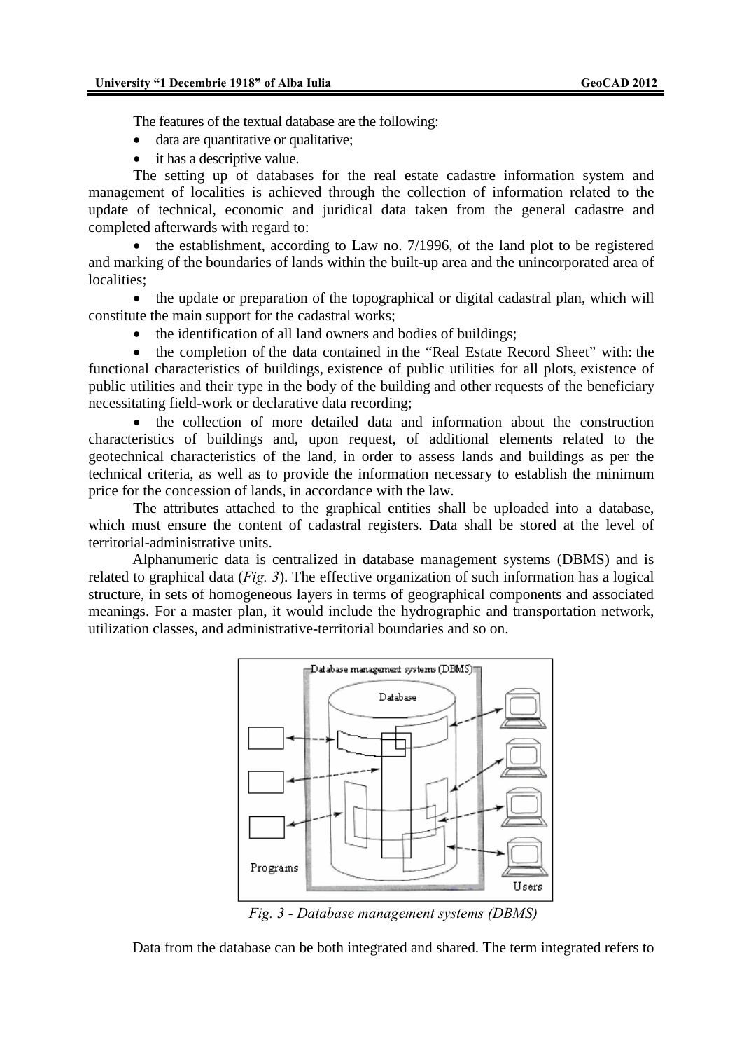The features of the textual database are the following:

- data are quantitative or qualitative;
- it has a descriptive value.

The setting up of databases for the real estate cadastre information system and management of localities is achieved through the collection of information related to the update of technical, economic and juridical data taken from the general cadastre and completed afterwards with regard to:

- the establishment, according to Law no. 7/1996, of the land plot to be registered and marking of the boundaries of lands within the built-up area and the unincorporated area of localities;
- the update or preparation of the topographical or digital cadastral plan, which will constitute the main support for the cadastral works;
- the identification of all land owners and bodies of buildings;
- the completion of the data contained in the "Real Estate Record Sheet" with: the functional characteristics of buildings, existence of public utilities for all plots, existence of public utilities and their type in the body of the building and other requests of the beneficiary necessitating field-work or declarative data recording;
- the collection of more detailed data and information about the construction characteristics of buildings and, upon request, of additional elements related to the geotechnical characteristics of the land, in order to assess lands and buildings as per the technical criteria, as well as to provide the information necessary to establish the minimum price for the concession of lands, in accordance with the law.

The attributes attached to the graphical entities shall be uploaded into a database, which must ensure the content of cadastral registers. Data shall be stored at the level of territorial-administrative units.

Alphanumeric data is centralized in database management systems (DBMS) and is related to graphical data (*Fig. 3*). The effective organization of such information has a logical structure, in sets of homogeneous layers in terms of geographical components and associated meanings. For a master plan, it would include the hydrographic and transportation network, utilization classes, and administrative-territorial boundaries and so on.

*Fig. 3 - Database management systems (DBMS)*

Data from the database can be both integrated and shared. The term integrated refers to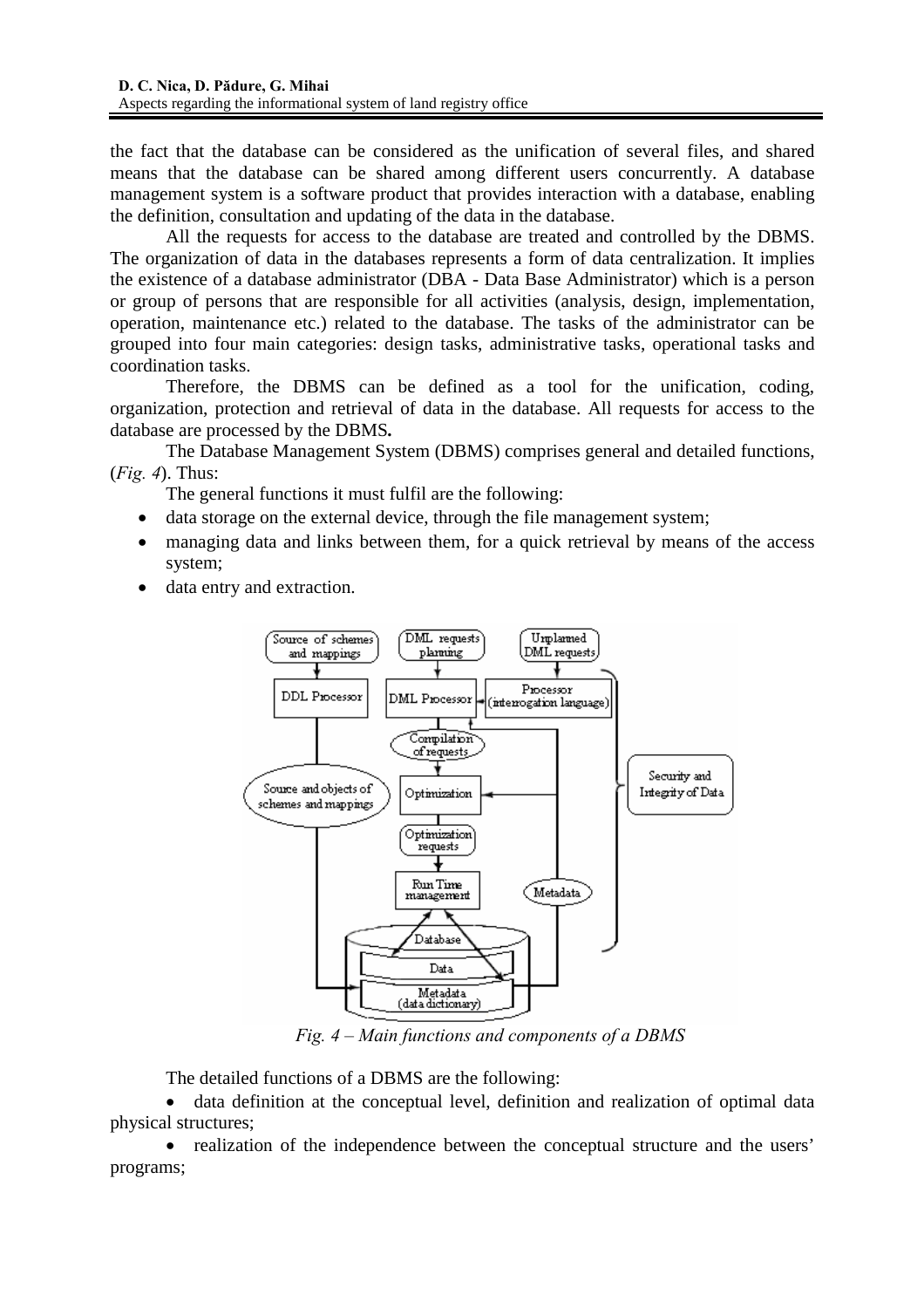the fact that the database can be considered as the unification of several files, and shared means that the database can be shared among different users concurrently. A database management system is a software product that provides interaction with a database, enabling the definition, consultation and updating of the data in the database.

All the requests for access to the database are treated and controlled by the DBMS. The organization of data in the databases represents a form of data centralization. It implies the existence of a database administrator (DBA - Data Base Administrator) which is a person or group of persons that are responsible for all activities (analysis, design, implementation, operation, maintenance etc.) related to the database. The tasks of the administrator can be grouped into four main categories: design tasks, administrative tasks, operational tasks and coordination tasks.

Therefore, the DBMS can be defined as a tool for the unification, coding, organization, protection and retrieval of data in the database. All requests for access to the database are processed by the DBMS**.**

The Database Management System (DBMS) comprises general and detailed functions, (*Fig. 4*). Thus:

The general functions it must fulfil are the following:

- data storage on the external device, through the file management system;
- managing data and links between them, for a quick retrieval by means of the access system;
- data entry and extraction.

*Fig. 4 – Main functions and components of a DBMS*

The detailed functions of a DBMS are the following:

- data definition at the conceptual level, definition and realization of optimal data physical structures;
- realization of the independence between the conceptual structure and the users' programs;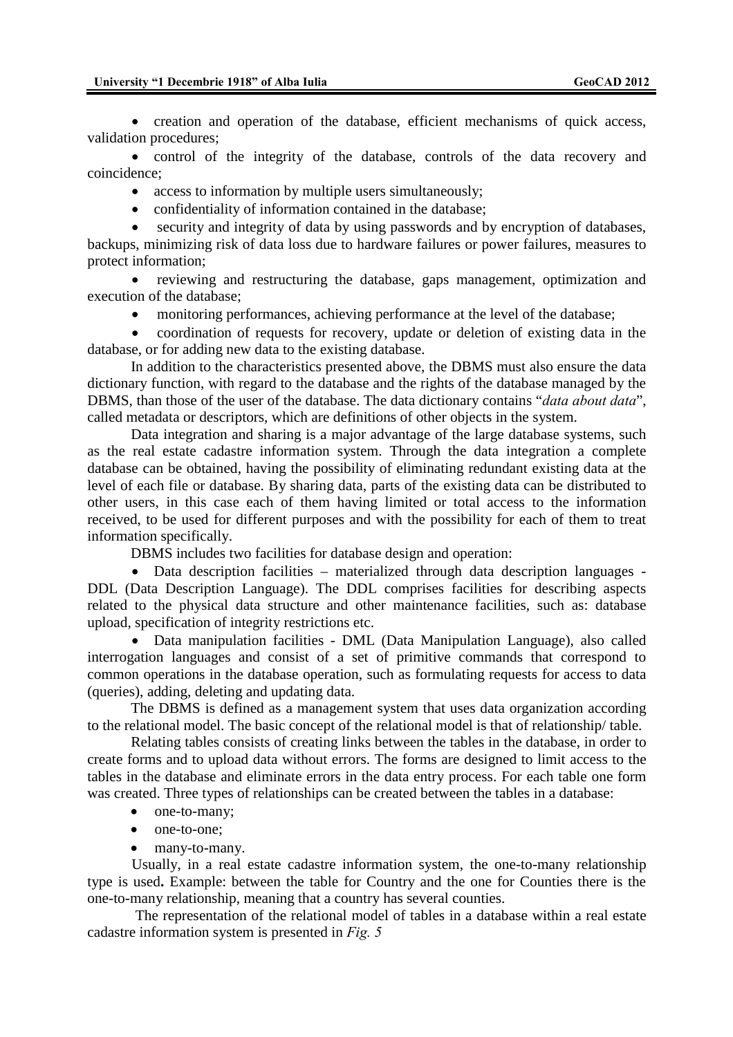- creation and operation of the database, efficient mechanisms of quick access, validation procedures;
- control of the integrity of the database, controls of the data recovery and coincidence;
- access to information by multiple users simultaneously;
- confidentiality of information contained in the database;
- security and integrity of data by using passwords and by encryption of databases, backups, minimizing risk of data loss due to hardware failures or power failures, measures to protect information;
- reviewing and restructuring the database, gaps management, optimization and execution of the database;
- monitoring performances, achieving performance at the level of the database;
- coordination of requests for recovery, update or deletion of existing data in the database, or for adding new data to the existing database.

In addition to the characteristics presented above, the DBMS must also ensure the data dictionary function, with regard to the database and the rights of the database managed by the DBMS, than those of the user of the database. The data dictionary contains "*data about data*", called metadata or descriptors, which are definitions of other objects in the system.

Data integration and sharing is a major advantage of the large database systems, such as the real estate cadastre information system. Through the data integration a complete database can be obtained, having the possibility of eliminating redundant existing data at the level of each file or database. By sharing data, parts of the existing data can be distributed to other users, in this case each of them having limited or total access to the information received, to be used for different purposes and with the possibility for each of them to treat information specifically.

DBMS includes two facilities for database design and operation:

- Data description facilities – materialized through data description languages - DDL (Data Description Language). The DDL comprises facilities for describing aspects related to the physical data structure and other maintenance facilities, such as: database upload, specification of integrity restrictions etc.
- Data manipulation facilities - DML (Data Manipulation Language), also called interrogation languages and consist of a set of primitive commands that correspond to common operations in the database operation, such as formulating requests for access to data (queries), adding, deleting and updating data.

The DBMS is defined as a management system that uses data organization according to the relational model. The basic concept of the relational model is that of relationship/ table.

Relating tables consists of creating links between the tables in the database, in order to create forms and to upload data without errors. The forms are designed to limit access to the tables in the database and eliminate errors in the data entry process. For each table one form was created. Three types of relationships can be created between the tables in a database:

- one-to-many;
- one-to-one;
- many-to-many.

Usually, in a real estate cadastre information system, the one-to-many relationship type is used**.** Example: between the table for Country and the one for Counties there is the one-to-many relationship, meaning that a country has several counties.

The representation of the relational model of tables in a database within a real estate cadastre information system is presented in *Fig. 5*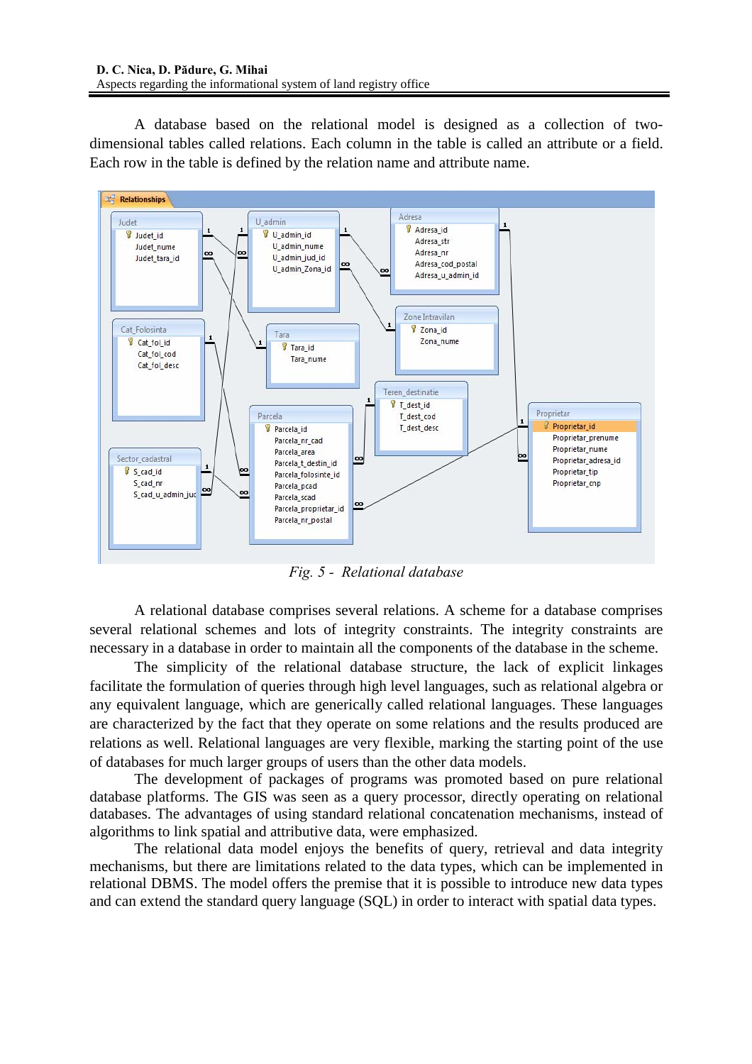A database based on the relational model is designed as a collection of two-dimensional tables called relations. Each column in the table is called an attribute or a field. Each row in the table is defined by the relation name and attribute name.

*Fig. 5 - Relational database*

A relational database comprises several relations. A scheme for a database comprises several relational schemes and lots of integrity constraints. The integrity constraints are necessary in a database in order to maintain all the components of the database in the scheme.

The simplicity of the relational database structure, the lack of explicit linkages facilitate the formulation of queries through high level languages, such as relational algebra or any equivalent language, which are generically called relational languages. These languages are characterized by the fact that they operate on some relations and the results produced are relations as well. Relational languages are very flexible, marking the starting point of the use of databases for much larger groups of users than the other data models.

The development of packages of programs was promoted based on pure relational database platforms. The GIS was seen as a query processor, directly operating on relational databases. The advantages of using standard relational concatenation mechanisms, instead of algorithms to link spatial and attributive data, were emphasized.

The relational data model enjoys the benefits of query, retrieval and data integrity mechanisms, but there are limitations related to the data types, which can be implemented in relational DBMS. The model offers the premise that it is possible to introduce new data types and can extend the standard query language (SQL) in order to interact with spatial data types.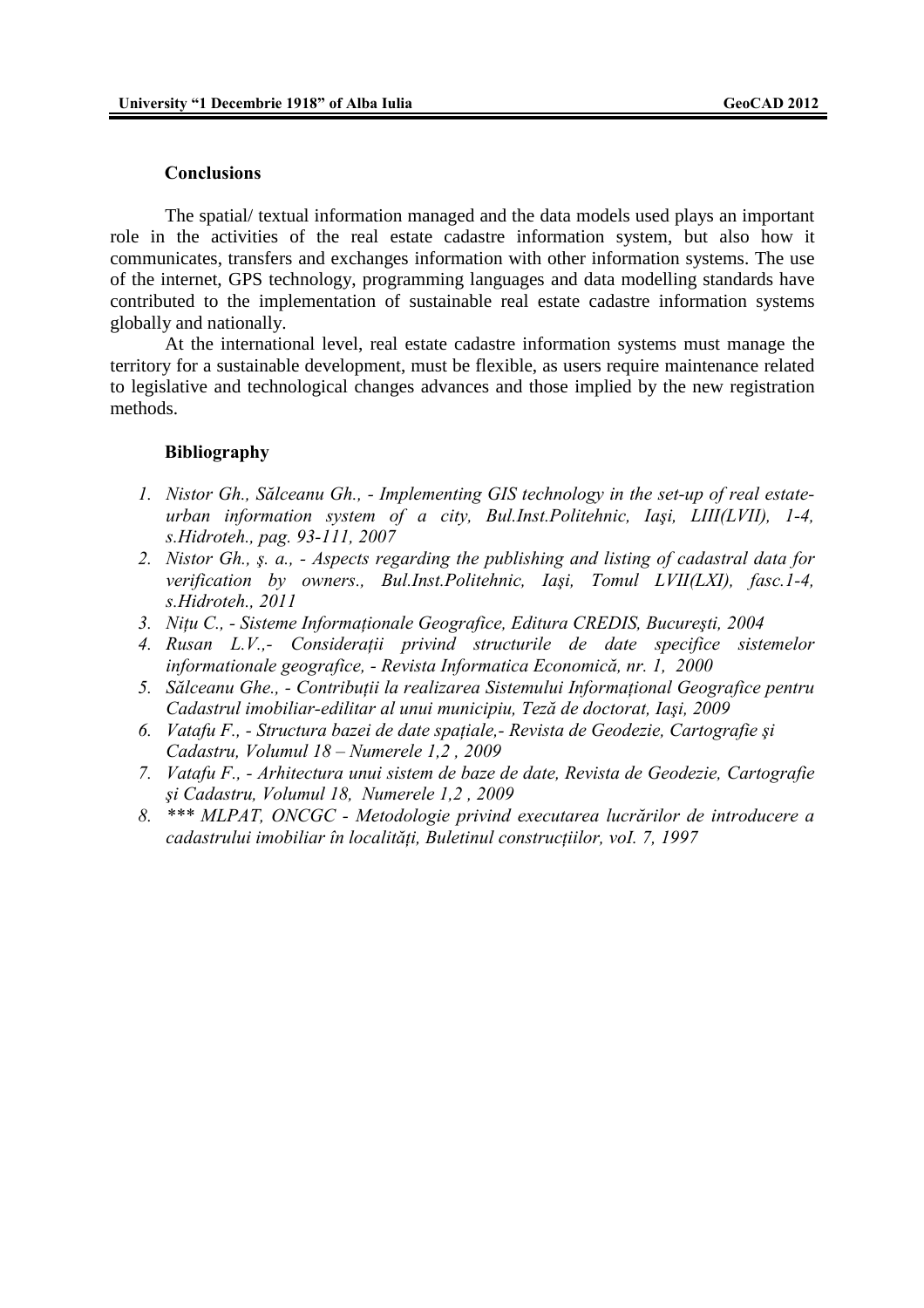### Conclusions

The spatial/ textual information managed and the data models used plays an important role in the activities of the real estate cadastre information system, but also how it communicates, transfers and exchanges information with other information systems. The use of the internet, GPS technology, programming languages and data modelling standards have contributed to the implementation of sustainable real estate cadastre information systems globally and nationally.

At the international level, real estate cadastre information systems must manage the territory for a sustainable development, must be flexible, as users require maintenance related to legislative and technological changes advances and those implied by the new registration methods.

### Bibliography

1. *Nistor Gh., Sălceanu Gh., - Implementing GIS technology in the set-up of real estate-urban information system of a city, Bul.Inst.Politehnic, Iaşi, LIII(LVII), 1-4, s.Hidroteh., pag. 93-111, 2007*
2. *Nistor Gh., ş. a., - Aspects regarding the publishing and listing of cadastral data for verification by owners., Bul.Inst.Politehnic, Iaşi, Tomul LVII(LXI), fasc.1-4, s.Hidroteh., 2011*
3. *Niţu C., - Sisteme Informaţionale Geografice, Editura CREDIS, Bucureşti, 2004*
4. *Rusan L.V.,- Consideraţii privind structurile de date specifice sistemelor informationale geografice, - Revista Informatica Economică, nr. 1, 2000*
5. *Sălceanu Ghe., - Contribuţii la realizarea Sistemului Informaţional Geografice pentru Cadastrul imobiliar-edilitar al unui municipiu, Teză de doctorat, Iaşi, 2009*
6. *Vatafu F., - Structura bazei de date spaţiale,- Revista de Geodezie, Cartografie şi Cadastru, Volumul 18 – Numerele 1,2 , 2009*
7. *Vatafu F., - Arhitectura unui sistem de baze de date, Revista de Geodezie, Cartografie şi Cadastru, Volumul 18, Numerele 1,2 , 2009*
8. *\*\*\* MLPAT, ONCGC - Metodologie privind executarea lucrărilor de introducere a cadastrului imobiliar în localităţi, Buletinul construcţiilor, voI. 7, 1997*